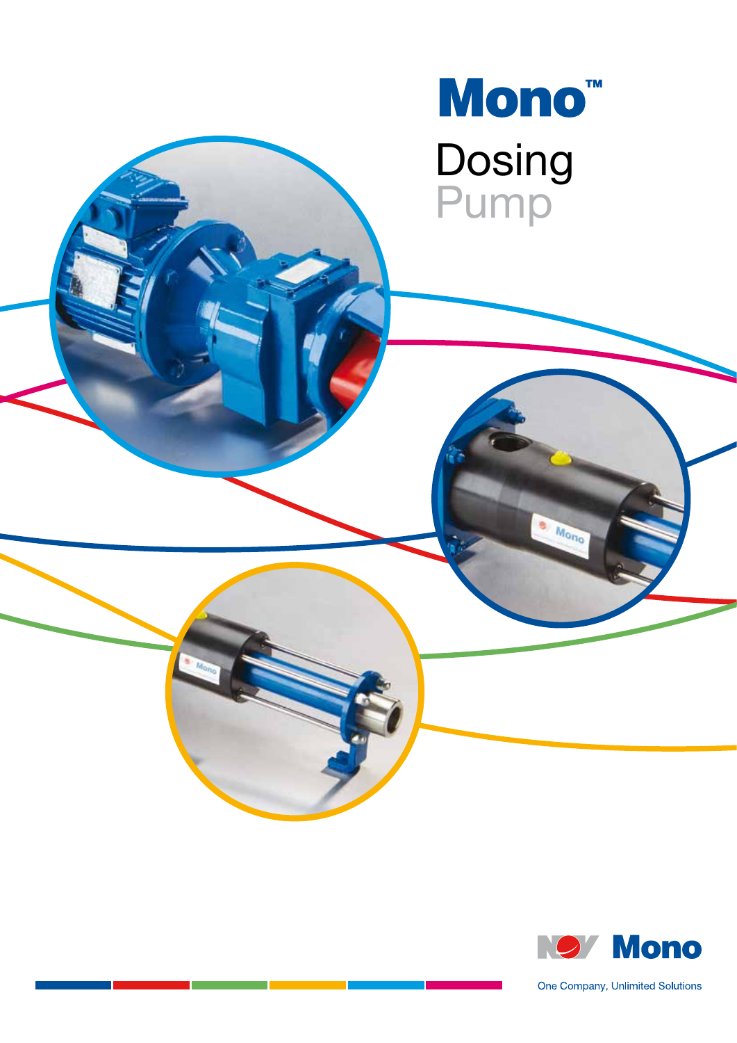# Mono™

## Dosing Pump

NOV Mono

One Company, Unlimited Solutions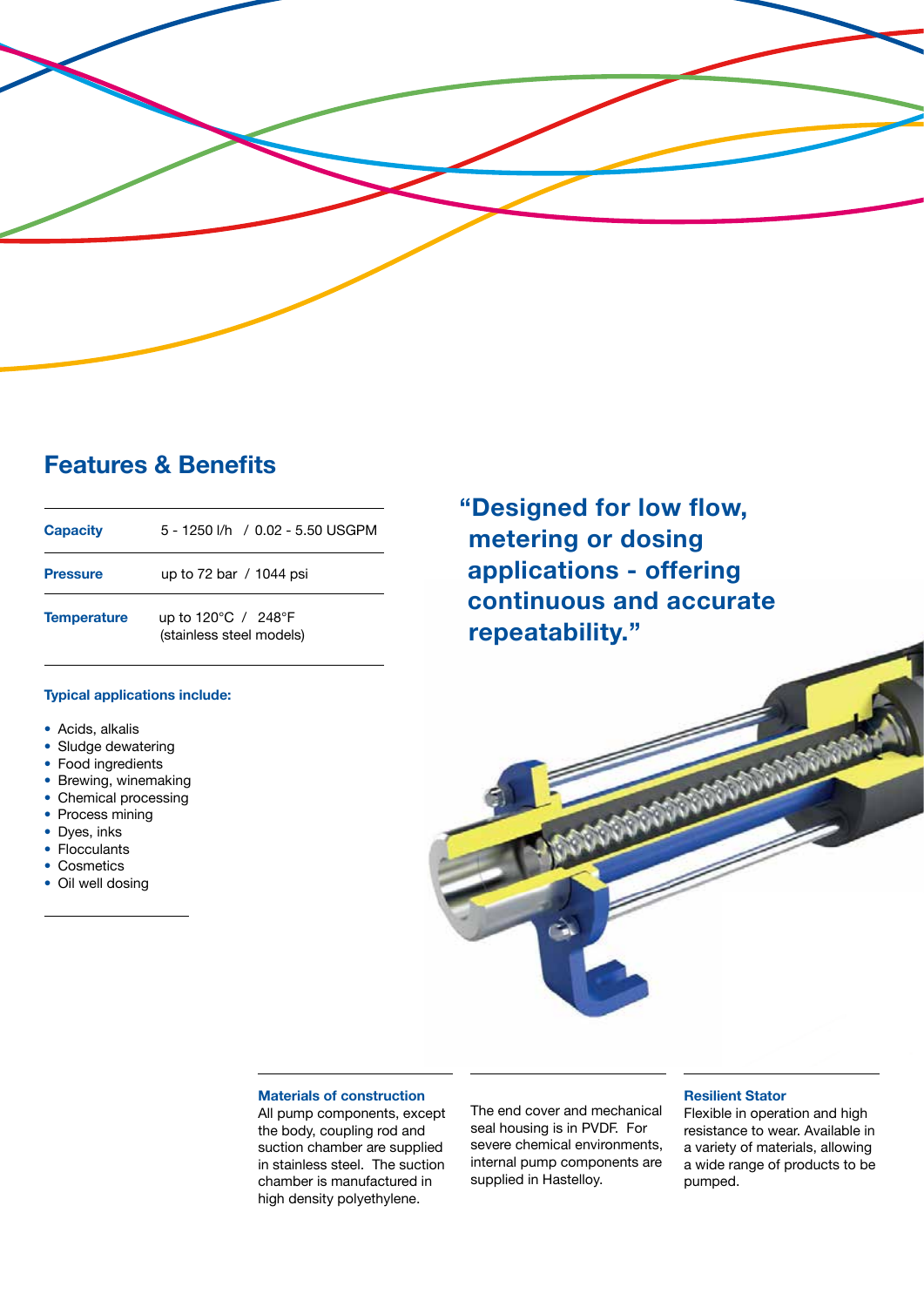## Features & Benefits

| | |
|---|---|
| **Capacity** | 5 - 1250 l/h / 0.02 - 5.50 USGPM |
| **Pressure** | up to 72 bar / 1044 psi |
| **Temperature** | up to 120°C / 248°F (stainless steel models) |

**Typical applications include:**

- Acids, alkalis
- Sludge dewatering
- Food ingredients
- Brewing, winemaking
- Chemical processing
- Process mining
- Dyes, inks
- Flocculants
- Cosmetics
- Oil well dosing

**"Designed for low flow, metering or dosing applications - offering continuous and accurate repeatability."**

### Materials of construction

All pump components, except the body, coupling rod and suction chamber are supplied in stainless steel. The suction chamber is manufactured in high density polyethylene.

The end cover and mechanical seal housing is in PVDF. For severe chemical environments, internal pump components are supplied in Hastelloy.

### Resilient Stator

Flexible in operation and high resistance to wear. Available in a variety of materials, allowing a wide range of products to be pumped.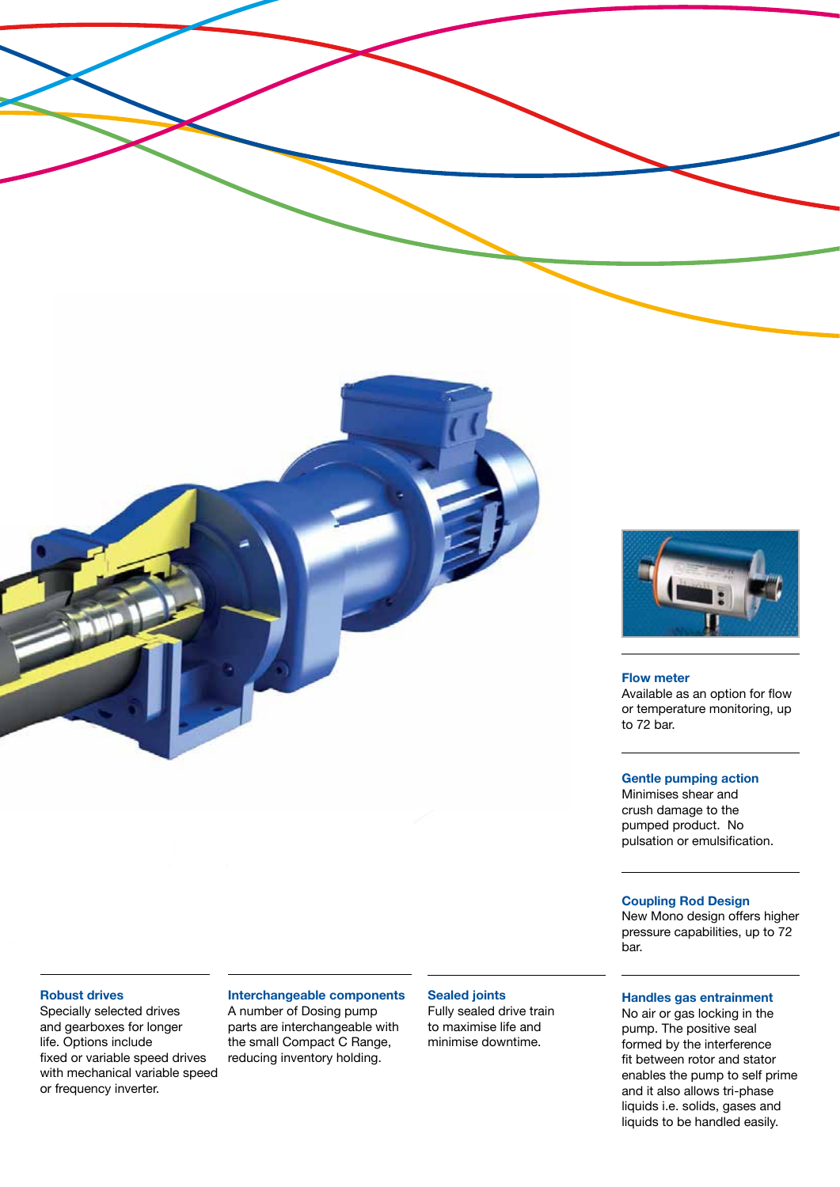### Flow meter
Available as an option for flow or temperature monitoring, up to 72 bar.

### Gentle pumping action
Minimises shear and crush damage to the pumped product. No pulsation or emulsification.

### Coupling Rod Design
New Mono design offers higher pressure capabilities, up to 72 bar.

### Robust drives
Specially selected drives and gearboxes for longer life. Options include fixed or variable speed drives with mechanical variable speed or frequency inverter.

### Interchangeable components
A number of Dosing pump parts are interchangeable with the small Compact C Range, reducing inventory holding.

### Sealed joints
Fully sealed drive train to maximise life and minimise downtime.

### Handles gas entrainment
No air or gas locking in the pump. The positive seal formed by the interference fit between rotor and stator enables the pump to self prime and it also allows tri-phase liquids i.e. solids, gases and liquids to be handled easily.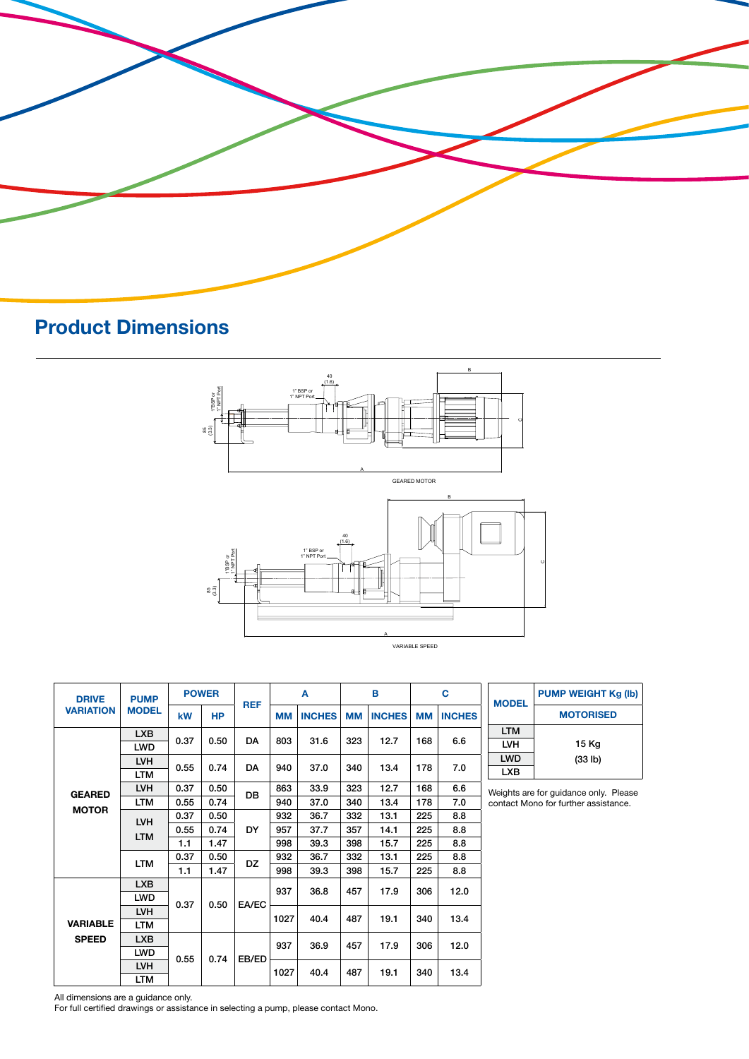## Product Dimensions

GEARED MOTOR

VARIABLE SPEED

| DRIVE VARIATION | PUMP MODEL | POWER | | REF | A | | B | | C | |
|---|---|---|---|---|---|---|---|---|---|---|
| | | kW | HP | | MM | INCHES | MM | INCHES | MM | INCHES |
| GEARED MOTOR | LXB, LWD | 0.37 | 0.50 | DA | 803 | 31.6 | 323 | 12.7 | 168 | 6.6 |
| | LVH, LTM | 0.55 | 0.74 | DA | 940 | 37.0 | 340 | 13.4 | 178 | 7.0 |
| | LVH | 0.37 | 0.50 | DB | 863 | 33.9 | 323 | 12.7 | 168 | 6.6 |
| | LTM | 0.55 | 0.74 | DB | 940 | 37.0 | 340 | 13.4 | 178 | 7.0 |
| | LVH, LTM | 0.37 | 0.50 | DY | 932 | 36.7 | 332 | 13.1 | 225 | 8.8 |
| | | 0.55 | 0.74 | DY | 957 | 37.7 | 357 | 14.1 | 225 | 8.8 |
| | | 1.1 | 1.47 | DY | 998 | 39.3 | 398 | 15.7 | 225 | 8.8 |
| | LTM | 0.37 | 0.50 | DZ | 932 | 36.7 | 332 | 13.1 | 225 | 8.8 |
| | | 1.1 | 1.47 | DZ | 998 | 39.3 | 398 | 15.7 | 225 | 8.8 |
| VARIABLE SPEED | LXB, LWD | 0.37 | 0.50 | EA/EC | 937 | 36.8 | 457 | 17.9 | 306 | 12.0 |
| | LVH, LTM | 0.37 | 0.50 | EA/EC | 1027 | 40.4 | 487 | 19.1 | 340 | 13.4 |
| | LXB, LWD | 0.55 | 0.74 | EB/ED | 937 | 36.9 | 457 | 17.9 | 306 | 12.0 |
| | LVH, LTM | 0.55 | 0.74 | EB/ED | 1027 | 40.4 | 487 | 19.1 | 340 | 13.4 |

| MODEL | PUMP WEIGHT Kg (lb) |
|---|---|
| | MOTORISED |
| LTM | 15 Kg (33 lb) |
| LVH | 15 Kg (33 lb) |
| LWD | 15 Kg (33 lb) |
| LXB | 15 Kg (33 lb) |

Weights are for guidance only. Please contact Mono for further assistance.

All dimensions are a guidance only.
For full certified drawings or assistance in selecting a pump, please contact Mono.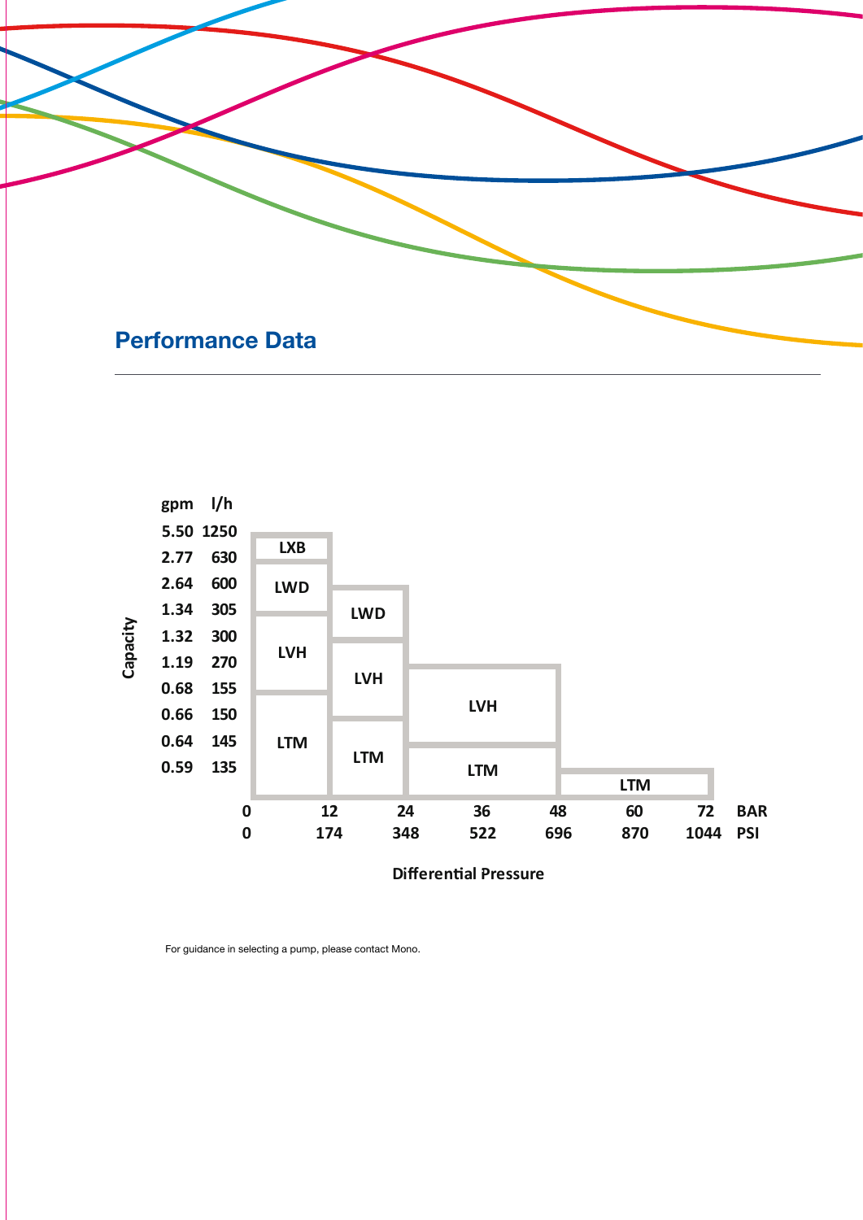## Performance Data

Capacity

| gpm | l/h |
|---|---|
| 5.50 | 1250 |
| 2.77 | 630 |
| 2.64 | 600 |
| 1.34 | 305 |
| 1.32 | 300 |
| 1.19 | 270 |
| 0.68 | 155 |
| 0.66 | 150 |
| 0.64 | 145 |
| 0.59 | 135 |

LXB, LWD, LVH, LTM, LWD, LVH, LTM, LVH, LTM, LTM

| BAR | 0 | 12 | 24 | 36 | 48 | 60 | 72 |
|---|---|---|---|---|---|---|---|
| PSI | 0 | 174 | 348 | 522 | 696 | 870 | 1044 |

Differential Pressure

For guidance in selecting a pump, please contact Mono.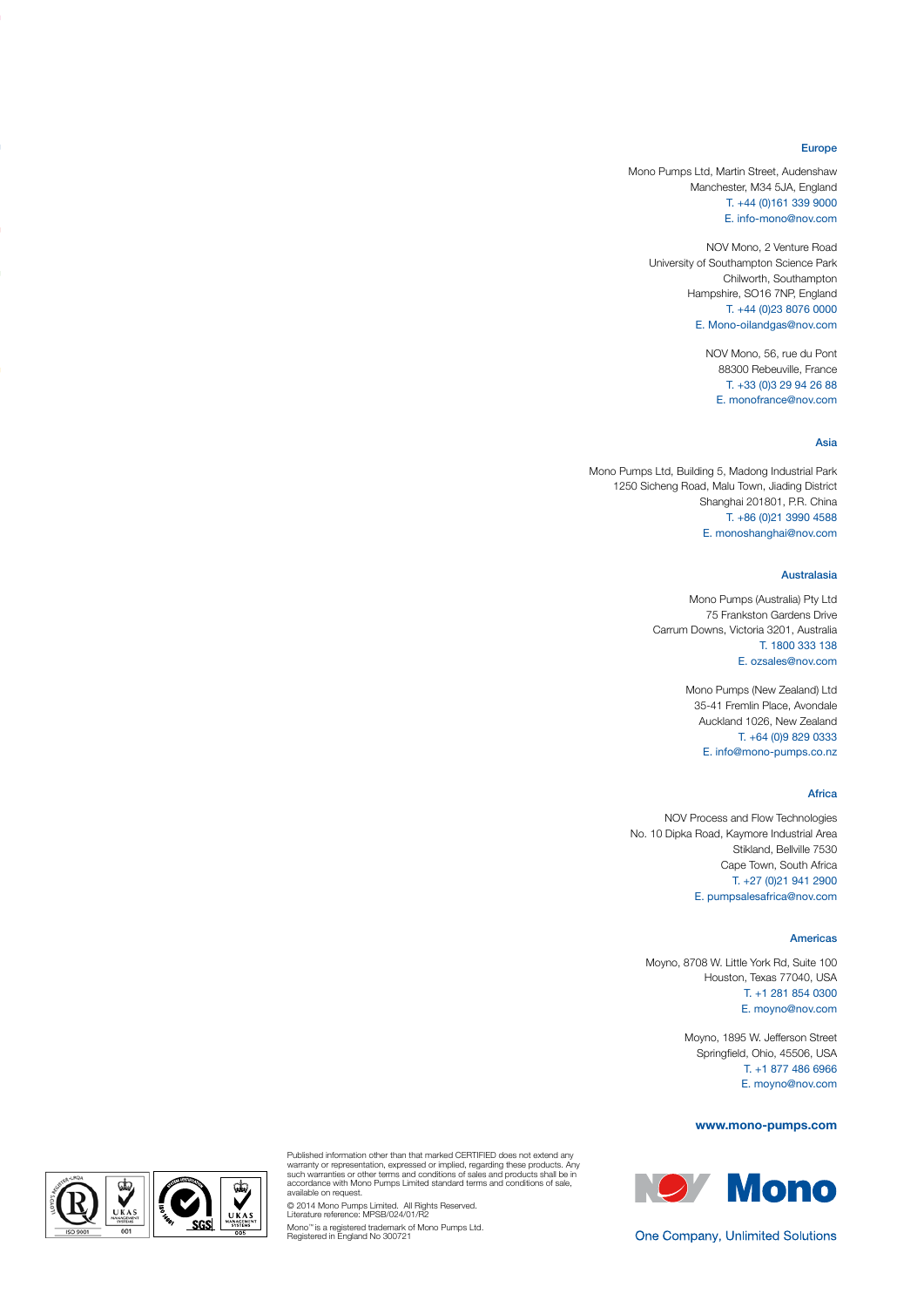## Europe

Mono Pumps Ltd, Martin Street, Audenshaw
Manchester, M34 5JA, England
T. +44 (0)161 339 9000
E. info-mono@nov.com

NOV Mono, 2 Venture Road
University of Southampton Science Park
Chilworth, Southampton
Hampshire, SO16 7NP, England
T. +44 (0)23 8076 0000
E. Mono-oilandgas@nov.com

NOV Mono, 56, rue du Pont
88300 Rebeuville, France
T. +33 (0)3 29 94 26 88
E. monofrance@nov.com

## Asia

Mono Pumps Ltd, Building 5, Madong Industrial Park
1250 Sicheng Road, Malu Town, Jiading District
Shanghai 201801, P.R. China
T. +86 (0)21 3990 4588
E. monoshanghai@nov.com

## Australasia

Mono Pumps (Australia) Pty Ltd
75 Frankston Gardens Drive
Carrum Downs, Victoria 3201, Australia
T. 1800 333 138
E. ozsales@nov.com

Mono Pumps (New Zealand) Ltd
35-41 Fremlin Place, Avondale
Auckland 1026, New Zealand
T. +64 (0)9 829 0333
E. info@mono-pumps.co.nz

## Africa

NOV Process and Flow Technologies
No. 10 Dipka Road, Kaymore Industrial Area
Stikland, Bellville 7530
Cape Town, South Africa
T. +27 (0)21 941 2900
E. pumpsalesafrica@nov.com

## Americas

Moyno, 8708 W. Little York Rd, Suite 100
Houston, Texas 77040, USA
T. +1 281 854 0300
E. moyno@nov.com

Moyno, 1895 W. Jefferson Street
Springfield, Ohio, 45506, USA
T. +1 877 486 6966
E. moyno@nov.com

**www.mono-pumps.com**

Published information other than that marked CERTIFIED does not extend any warranty or representation, expressed or implied, regarding these products. Any such warranties or other terms and conditions of sales and products shall be in accordance with Mono Pumps Limited standard terms and conditions of sale, available on request.

© 2014 Mono Pumps Limited. All Rights Reserved.
Literature reference: MPSB/024/01/R2

Mono™ is a registered trademark of Mono Pumps Ltd.
Registered in England No 300721

NOV Mono

One Company, Unlimited Solutions